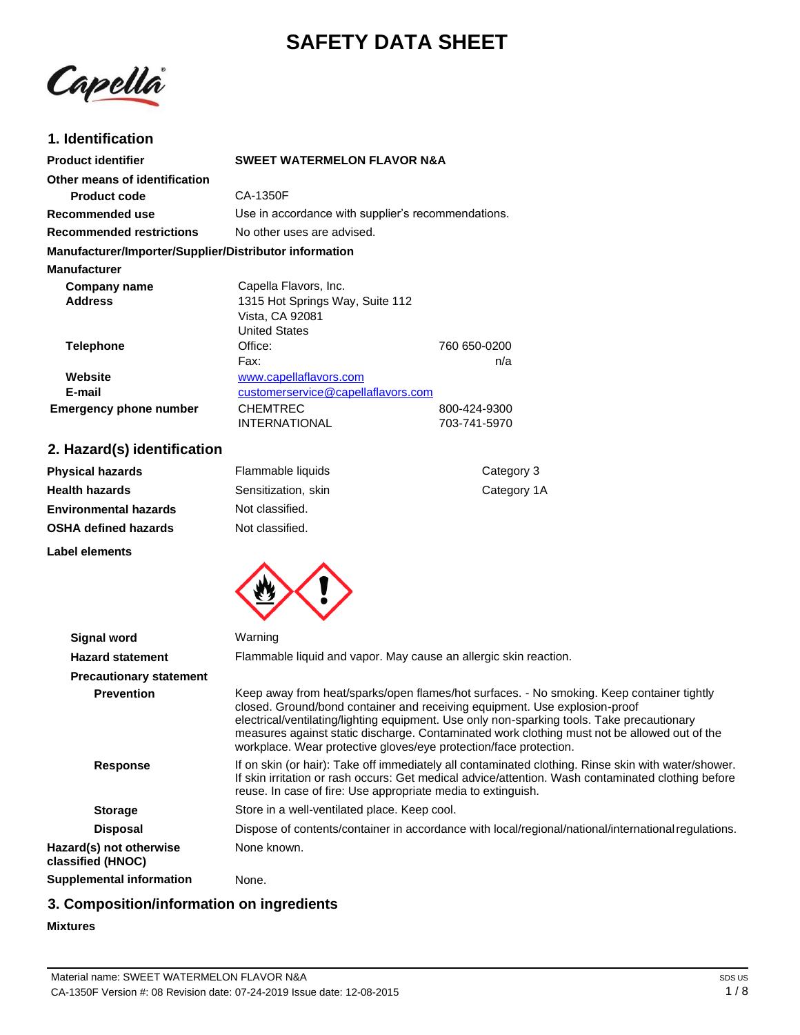# SAFETY DATA SHEET

## 1. Identification

**Product identifier** SWEET WATERMELON FLAVOR N&A

**Other means of identification**

**Product code** CA-1350F

**Recommended use** Use in accordance with supplier's recommendations.

**Recommended restrictions** No other uses are advised.

**Manufacturer/Importer/Supplier/Distributor information**

**Manufacturer**

| | | |
|---|---|---|
| **Company name** | Capella Flavors, Inc. | |
| **Address** | 1315 Hot Springs Way, Suite 112<br>Vista, CA 92081<br>United States | |
| **Telephone** | Office: | 760 650-0200 |
| | Fax: | n/a |
| **Website** | www.capellaflavors.com | |
| **E-mail** | customerservice@capellaflavors.com | |
| **Emergency phone number** | CHEMTREC | 800-424-9300 |
| | INTERNATIONAL | 703-741-5970 |

## 2. Hazard(s) identification

| | | |
|---|---|---|
| **Physical hazards** | Flammable liquids | Category 3 |
| **Health hazards** | Sensitization, skin | Category 1A |
| **Environmental hazards** | Not classified. | |
| **OSHA defined hazards** | Not classified. | |

**Label elements**

**Signal word** Warning

**Hazard statement** Flammable liquid and vapor. May cause an allergic skin reaction.

**Precautionary statement**

**Prevention** Keep away from heat/sparks/open flames/hot surfaces. - No smoking. Keep container tightly closed. Ground/bond container and receiving equipment. Use explosion-proof electrical/ventilating/lighting equipment. Use only non-sparking tools. Take precautionary measures against static discharge. Contaminated work clothing must not be allowed out of the workplace. Wear protective gloves/eye protection/face protection.

**Response** If on skin (or hair): Take off immediately all contaminated clothing. Rinse skin with water/shower. If skin irritation or rash occurs: Get medical advice/attention. Wash contaminated clothing before reuse. In case of fire: Use appropriate media to extinguish.

**Storage** Store in a well-ventilated place. Keep cool.

**Disposal** Dispose of contents/container in accordance with local/regional/national/international regulations.

**Hazard(s) not otherwise classified (HNOC)** None known.

**Supplemental information** None.

## 3. Composition/information on ingredients

**Mixtures**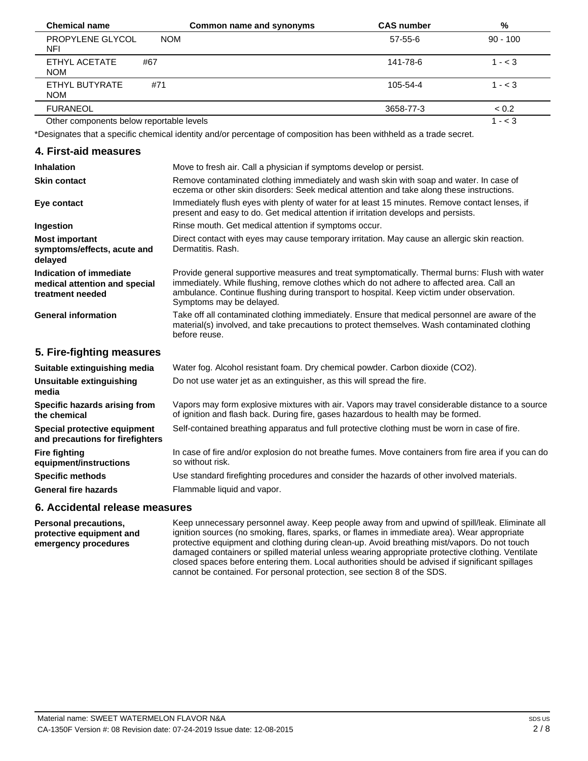| Chemical name | Common name and synonyms | CAS number | % |
| --- | --- | --- | --- |
| PROPYLENE GLYCOL NOM NFI | | 57-55-6 | 90 - 100 |
| ETHYL ACETATE #67 NOM | | 141-78-6 | 1 - < 3 |
| ETHYL BUTYRATE #71 NOM | | 105-54-4 | 1 - < 3 |
| FURANEOL | | 3658-77-3 | < 0.2 |
| Other components below reportable levels | | | 1 - < 3 |

*Designates that a specific chemical identity and/or percentage of composition has been withheld as a trade secret.

## 4. First-aid measures

| | |
| --- | --- |
| **Inhalation** | Move to fresh air. Call a physician if symptoms develop or persist. |
| **Skin contact** | Remove contaminated clothing immediately and wash skin with soap and water. In case of eczema or other skin disorders: Seek medical attention and take along these instructions. |
| **Eye contact** | Immediately flush eyes with plenty of water for at least 15 minutes. Remove contact lenses, if present and easy to do. Get medical attention if irritation develops and persists. |
| **Ingestion** | Rinse mouth. Get medical attention if symptoms occur. |
| **Most important symptoms/effects, acute and delayed** | Direct contact with eyes may cause temporary irritation. May cause an allergic skin reaction. Dermatitis. Rash. |
| **Indication of immediate medical attention and special treatment needed** | Provide general supportive measures and treat symptomatically. Thermal burns: Flush with water immediately. While flushing, remove clothes which do not adhere to affected area. Call an ambulance. Continue flushing during transport to hospital. Keep victim under observation. Symptoms may be delayed. |
| **General information** | Take off all contaminated clothing immediately. Ensure that medical personnel are aware of the material(s) involved, and take precautions to protect themselves. Wash contaminated clothing before reuse. |

## 5. Fire-fighting measures

| | |
| --- | --- |
| **Suitable extinguishing media** | Water fog. Alcohol resistant foam. Dry chemical powder. Carbon dioxide ($CO_2$). |
| **Unsuitable extinguishing media** | Do not use water jet as an extinguisher, as this will spread the fire. |
| **Specific hazards arising from the chemical** | Vapors may form explosive mixtures with air. Vapors may travel considerable distance to a source of ignition and flash back. During fire, gases hazardous to health may be formed. |
| **Special protective equipment and precautions for firefighters** | Self-contained breathing apparatus and full protective clothing must be worn in case of fire. |
| **Fire fighting equipment/instructions** | In case of fire and/or explosion do not breathe fumes. Move containers from fire area if you can do so without risk. |
| **Specific methods** | Use standard firefighting procedures and consider the hazards of other involved materials. |
| **General fire hazards** | Flammable liquid and vapor. |

## 6. Accidental release measures

| | |
| --- | --- |
| **Personal precautions, protective equipment and emergency procedures** | Keep unnecessary personnel away. Keep people away from and upwind of spill/leak. Eliminate all ignition sources (no smoking, flares, sparks, or flames in immediate area). Wear appropriate protective equipment and clothing during clean-up. Avoid breathing mist/vapors. Do not touch damaged containers or spilled material unless wearing appropriate protective clothing. Ventilate closed spaces before entering them. Local authorities should be advised if significant spillages cannot be contained. For personal protection, see section 8 of the SDS. |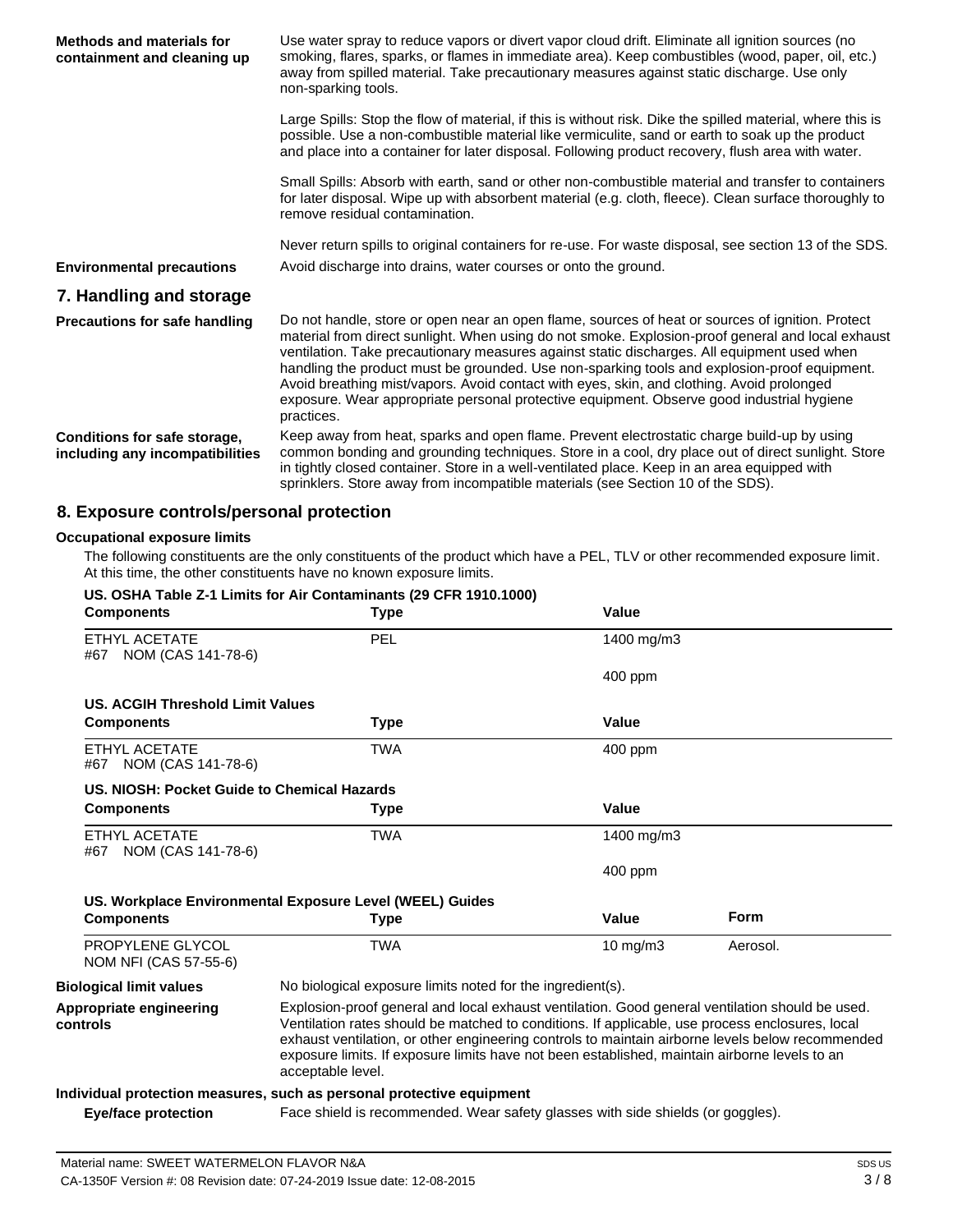**Methods and materials for containment and cleaning up**

Use water spray to reduce vapors or divert vapor cloud drift. Eliminate all ignition sources (no smoking, flares, sparks, or flames in immediate area). Keep combustibles (wood, paper, oil, etc.) away from spilled material. Take precautionary measures against static discharge. Use only non-sparking tools.

Large Spills: Stop the flow of material, if this is without risk. Dike the spilled material, where this is possible. Use a non-combustible material like vermiculite, sand or earth to soak up the product and place into a container for later disposal. Following product recovery, flush area with water.

Small Spills: Absorb with earth, sand or other non-combustible material and transfer to containers for later disposal. Wipe up with absorbent material (e.g. cloth, fleece). Clean surface thoroughly to remove residual contamination.

Never return spills to original containers for re-use. For waste disposal, see section 13 of the SDS.

**Environmental precautions**

Avoid discharge into drains, water courses or onto the ground.

## 7. Handling and storage

**Precautions for safe handling**

Do not handle, store or open near an open flame, sources of heat or sources of ignition. Protect material from direct sunlight. When using do not smoke. Explosion-proof general and local exhaust ventilation. Take precautionary measures against static discharges. All equipment used when handling the product must be grounded. Use non-sparking tools and explosion-proof equipment. Avoid breathing mist/vapors. Avoid contact with eyes, skin, and clothing. Avoid prolonged exposure. Wear appropriate personal protective equipment. Observe good industrial hygiene practices.

**Conditions for safe storage, including any incompatibilities**

Keep away from heat, sparks and open flame. Prevent electrostatic charge build-up by using common bonding and grounding techniques. Store in a cool, dry place out of direct sunlight. Store in tightly closed container. Store in a well-ventilated place. Keep in an area equipped with sprinklers. Store away from incompatible materials (see Section 10 of the SDS).

## 8. Exposure controls/personal protection

**Occupational exposure limits**

The following constituents are the only constituents of the product which have a PEL, TLV or other recommended exposure limit. At this time, the other constituents have no known exposure limits.

**US. OSHA Table Z-1 Limits for Air Contaminants (29 CFR 1910.1000)**

| Components | Type | Value |
|---|---|---|
| ETHYL ACETATE #67 NOM (CAS 141-78-6) | PEL | 1400 mg/m3 |
| | | 400 ppm |

**US. ACGIH Threshold Limit Values**

| Components | Type | Value |
|---|---|---|
| ETHYL ACETATE #67 NOM (CAS 141-78-6) | TWA | 400 ppm |

**US. NIOSH: Pocket Guide to Chemical Hazards**

| Components | Type | Value |
|---|---|---|
| ETHYL ACETATE #67 NOM (CAS 141-78-6) | TWA | 1400 mg/m3 |
| | | 400 ppm |

**US. Workplace Environmental Exposure Level (WEEL) Guides**

| Components | Type | Value | Form |
|---|---|---|---|
| PROPYLENE GLYCOL NOM NFI (CAS 57-55-6) | TWA | 10 mg/m3 | Aerosol. |

**Biological limit values**

No biological exposure limits noted for the ingredient(s).

**Appropriate engineering controls**

Explosion-proof general and local exhaust ventilation. Good general ventilation should be used. Ventilation rates should be matched to conditions. If applicable, use process enclosures, local exhaust ventilation, or other engineering controls to maintain airborne levels below recommended exposure limits. If exposure limits have not been established, maintain airborne levels to an acceptable level.

**Individual protection measures, such as personal protective equipment**

**Eye/face protection**

Face shield is recommended. Wear safety glasses with side shields (or goggles).

Material name: SWEET WATERMELON FLAVOR N&A

CA-1350F Version #: 08 Revision date: 07-24-2019 Issue date: 12-08-2015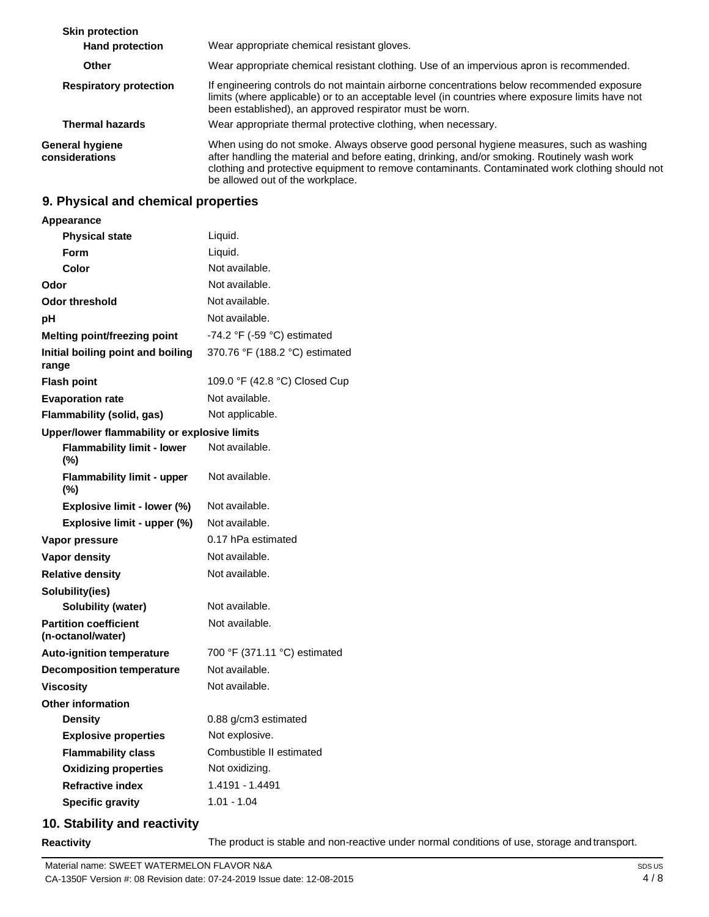**Skin protection**

| | |
|---|---|
| **Hand protection** | Wear appropriate chemical resistant gloves. |
| **Other** | Wear appropriate chemical resistant clothing. Use of an impervious apron is recommended. |
| **Respiratory protection** | If engineering controls do not maintain airborne concentrations below recommended exposure limits (where applicable) or to an acceptable level (in countries where exposure limits have not been established), an approved respirator must be worn. |
| **Thermal hazards** | Wear appropriate thermal protective clothing, when necessary. |
| **General hygiene considerations** | When using do not smoke. Always observe good personal hygiene measures, such as washing after handling the material and before eating, drinking, and/or smoking. Routinely wash work clothing and protective equipment to remove contaminants. Contaminated work clothing should not be allowed out of the workplace. |

## 9. Physical and chemical properties

| | |
|---|---|
| **Appearance** | |
| **Physical state** | Liquid. |
| **Form** | Liquid. |
| **Color** | Not available. |
| **Odor** | Not available. |
| **Odor threshold** | Not available. |
| **pH** | Not available. |
| **Melting point/freezing point** | -74.2 °F (-59 °C) estimated |
| **Initial boiling point and boiling range** | 370.76 °F (188.2 °C) estimated |
| **Flash point** | 109.0 °F (42.8 °C) Closed Cup |
| **Evaporation rate** | Not available. |
| **Flammability (solid, gas)** | Not applicable. |
| **Upper/lower flammability or explosive limits** | |
| **Flammability limit - lower (%)** | Not available. |
| **Flammability limit - upper (%)** | Not available. |
| **Explosive limit - lower (%)** | Not available. |
| **Explosive limit - upper (%)** | Not available. |
| **Vapor pressure** | 0.17 hPa estimated |
| **Vapor density** | Not available. |
| **Relative density** | Not available. |
| **Solubility(ies)** | |
| **Solubility (water)** | Not available. |
| **Partition coefficient (n-octanol/water)** | Not available. |
| **Auto-ignition temperature** | 700 °F (371.11 °C) estimated |
| **Decomposition temperature** | Not available. |
| **Viscosity** | Not available. |
| **Other information** | |
| **Density** | 0.88 g/cm3 estimated |
| **Explosive properties** | Not explosive. |
| **Flammability class** | Combustible II estimated |
| **Oxidizing properties** | Not oxidizing. |
| **Refractive index** | 1.4191 - 1.4491 |
| **Specific gravity** | 1.01 - 1.04 |

## 10. Stability and reactivity

| | |
|---|---|
| **Reactivity** | The product is stable and non-reactive under normal conditions of use, storage and transport. |

Material name: SWEET WATERMELON FLAVOR N&A

CA-1350F Version #: 08 Revision date: 07-24-2019 Issue date: 12-08-2015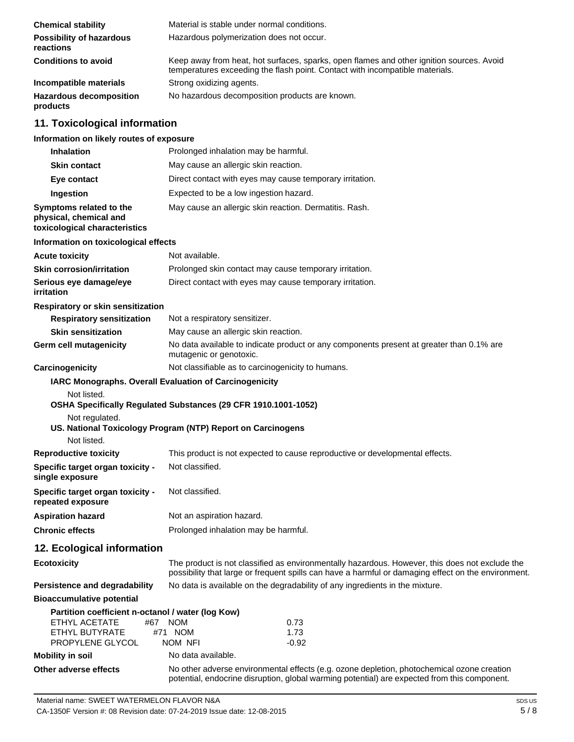| | |
|---|---|
| **Chemical stability** | Material is stable under normal conditions. |
| **Possibility of hazardous reactions** | Hazardous polymerization does not occur. |
| **Conditions to avoid** | Keep away from heat, hot surfaces, sparks, open flames and other ignition sources. Avoid temperatures exceeding the flash point. Contact with incompatible materials. |
| **Incompatible materials** | Strong oxidizing agents. |
| **Hazardous decomposition products** | No hazardous decomposition products are known. |

## 11. Toxicological information

### Information on likely routes of exposure

| | |
|---|---|
| **Inhalation** | Prolonged inhalation may be harmful. |
| **Skin contact** | May cause an allergic skin reaction. |
| **Eye contact** | Direct contact with eyes may cause temporary irritation. |
| **Ingestion** | Expected to be a low ingestion hazard. |
| **Symptoms related to the physical, chemical and toxicological characteristics** | May cause an allergic skin reaction. Dermatitis. Rash. |

### Information on toxicological effects

| | |
|---|---|
| **Acute toxicity** | Not available. |
| **Skin corrosion/irritation** | Prolonged skin contact may cause temporary irritation. |
| **Serious eye damage/eye irritation** | Direct contact with eyes may cause temporary irritation. |

**Respiratory or skin sensitization**

| | |
|---|---|
| **Respiratory sensitization** | Not a respiratory sensitizer. |
| **Skin sensitization** | May cause an allergic skin reaction. |
| **Germ cell mutagenicity** | No data available to indicate product or any components present at greater than 0.1% are mutagenic or genotoxic. |
| **Carcinogenicity** | Not classifiable as to carcinogenicity to humans. |

**IARC Monographs. Overall Evaluation of Carcinogenicity**

Not listed.

**OSHA Specifically Regulated Substances (29 CFR 1910.1001-1052)**

Not regulated.

**US. National Toxicology Program (NTP) Report on Carcinogens**

Not listed.

| | |
|---|---|
| **Reproductive toxicity** | This product is not expected to cause reproductive or developmental effects. |
| **Specific target organ toxicity - single exposure** | Not classified. |
| **Specific target organ toxicity - repeated exposure** | Not classified. |
| **Aspiration hazard** | Not an aspiration hazard. |
| **Chronic effects** | Prolonged inhalation may be harmful. |

## 12. Ecological information

| | |
|---|---|
| **Ecotoxicity** | The product is not classified as environmentally hazardous. However, this does not exclude the possibility that large or frequent spills can have a harmful or damaging effect on the environment. |
| **Persistence and degradability** | No data is available on the degradability of any ingredients in the mixture. |

**Bioaccumulative potential**

**Partition coefficient n-octanol / water (log Kow)**

| | |
|---|---|
| ETHYL ACETATE #67 NOM | 0.73 |
| ETHYL BUTYRATE #71 NOM | 1.73 |
| PROPYLENE GLYCOL NOM NFI | -0.92 |

| | |
|---|---|
| **Mobility in soil** | No data available. |
| **Other adverse effects** | No other adverse environmental effects (e.g. ozone depletion, photochemical ozone creation potential, endocrine disruption, global warming potential) are expected from this component. |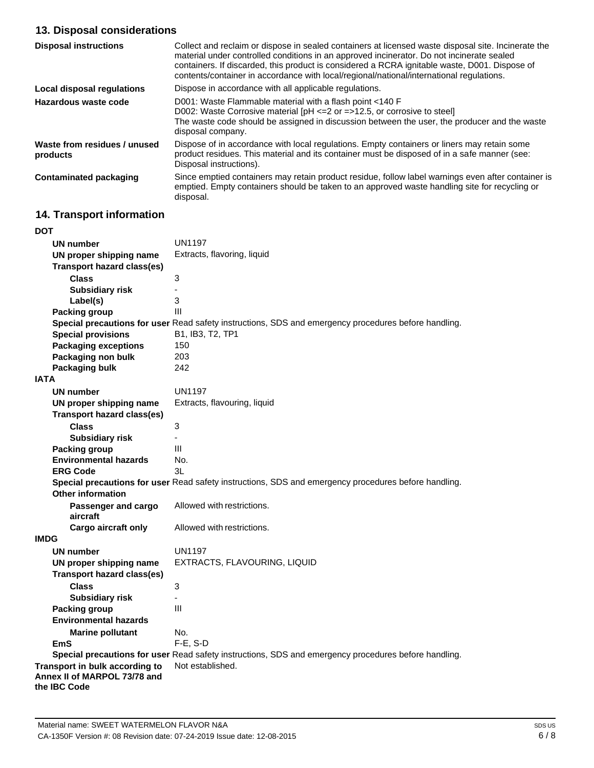## 13. Disposal considerations

| | |
|---|---|
| **Disposal instructions** | Collect and reclaim or dispose in sealed containers at licensed waste disposal site. Incinerate the material under controlled conditions in an approved incinerator. Do not incinerate sealed containers. If discarded, this product is considered a RCRA ignitable waste, D001. Dispose of contents/container in accordance with local/regional/national/international regulations. |
| **Local disposal regulations** | Dispose in accordance with all applicable regulations. |
| **Hazardous waste code** | D001: Waste Flammable material with a flash point <140 F<br>D002: Waste Corrosive material [pH <=2 or =>12.5, or corrosive to steel]<br>The waste code should be assigned in discussion between the user, the producer and the waste disposal company. |
| **Waste from residues / unused products** | Dispose of in accordance with local regulations. Empty containers or liners may retain some product residues. This material and its container must be disposed of in a safe manner (see: Disposal instructions). |
| **Contaminated packaging** | Since emptied containers may retain product residue, follow label warnings even after container is emptied. Empty containers should be taken to an approved waste handling site for recycling or disposal. |

## 14. Transport information

**DOT**

| | |
|---|---|
| **UN number** | UN1197 |
| **UN proper shipping name** | Extracts, flavoring, liquid |
| **Transport hazard class(es)** | |
| **Class** | 3 |
| **Subsidiary risk** | - |
| **Label(s)** | 3 |
| **Packing group** | III |
| **Special precautions for user** | Read safety instructions, SDS and emergency procedures before handling. |
| **Special provisions** | B1, IB3, T2, TP1 |
| **Packaging exceptions** | 150 |
| **Packaging non bulk** | 203 |
| **Packaging bulk** | 242 |

**IATA**

| | |
|---|---|
| **UN number** | UN1197 |
| **UN proper shipping name** | Extracts, flavouring, liquid |
| **Transport hazard class(es)** | |
| **Class** | 3 |
| **Subsidiary risk** | - |
| **Packing group** | III |
| **Environmental hazards** | No. |
| **ERG Code** | 3L |
| **Special precautions for user** | Read safety instructions, SDS and emergency procedures before handling. |
| **Other information** | |
| **Passenger and cargo aircraft** | Allowed with restrictions. |
| **Cargo aircraft only** | Allowed with restrictions. |

**IMDG**

| | |
|---|---|
| **UN number** | UN1197 |
| **UN proper shipping name** | EXTRACTS, FLAVOURING, LIQUID |
| **Transport hazard class(es)** | |
| **Class** | 3 |
| **Subsidiary risk** | - |
| **Packing group** | III |
| **Environmental hazards** | |
| **Marine pollutant** | No. |
| **EmS** | F-E, S-D |
| **Special precautions for user** | Read safety instructions, SDS and emergency procedures before handling. |

| | |
|---|---|
| **Transport in bulk according to Annex II of MARPOL 73/78 and the IBC Code** | Not established. |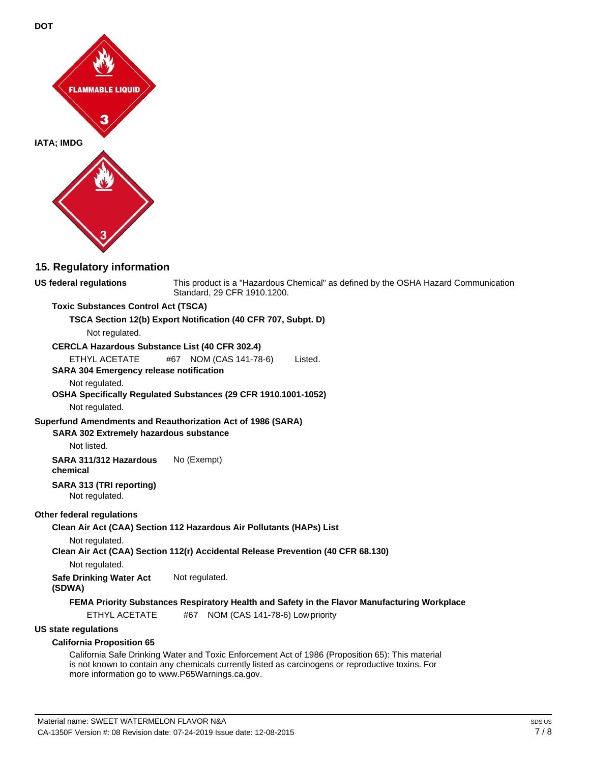**DOT**

**IATA; IMDG**

## 15. Regulatory information

**US federal regulations** This product is a "Hazardous Chemical" as defined by the OSHA Hazard Communication Standard, 29 CFR 1910.1200.

**Toxic Substances Control Act (TSCA)**

**TSCA Section 12(b) Export Notification (40 CFR 707, Subpt. D)**

Not regulated.

**CERCLA Hazardous Substance List (40 CFR 302.4)**

ETHYL ACETATE #67 NOM (CAS 141-78-6) Listed.

**SARA 304 Emergency release notification**

Not regulated.

**OSHA Specifically Regulated Substances (29 CFR 1910.1001-1052)**

Not regulated.

**Superfund Amendments and Reauthorization Act of 1986 (SARA)**

**SARA 302 Extremely hazardous substance**

Not listed.

**SARA 311/312 Hazardous chemical** No (Exempt)

**SARA 313 (TRI reporting)**

Not regulated.

**Other federal regulations**

**Clean Air Act (CAA) Section 112 Hazardous Air Pollutants (HAPs) List**

Not regulated.

**Clean Air Act (CAA) Section 112(r) Accidental Release Prevention (40 CFR 68.130)**

Not regulated.

**Safe Drinking Water Act (SDWA)** Not regulated.

**FEMA Priority Substances Respiratory Health and Safety in the Flavor Manufacturing Workplace**

ETHYL ACETATE #67 NOM (CAS 141-78-6) Low priority

**US state regulations**

**California Proposition 65**

California Safe Drinking Water and Toxic Enforcement Act of 1986 (Proposition 65): This material is not known to contain any chemicals currently listed as carcinogens or reproductive toxins. For more information go to www.P65Warnings.ca.gov.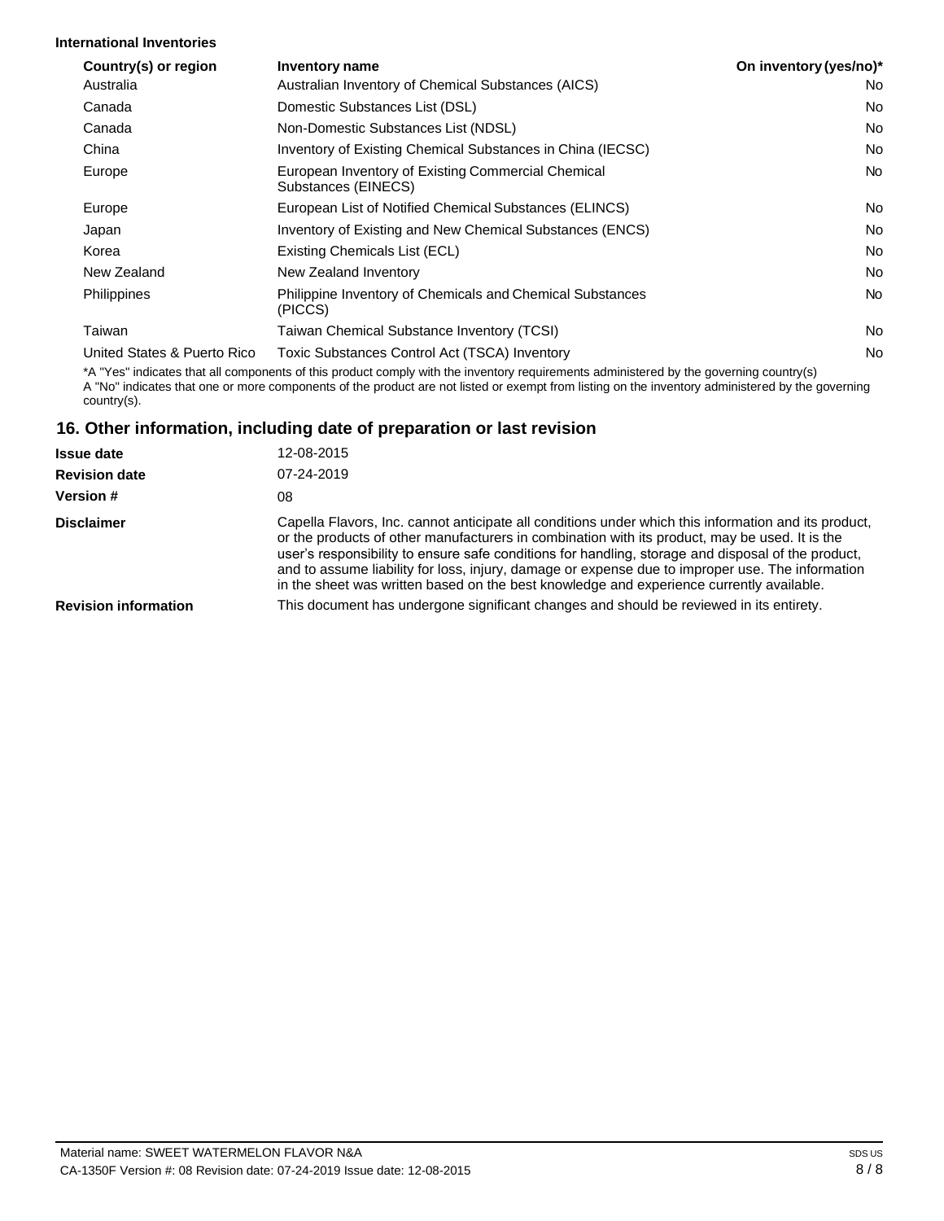**International Inventories**

| Country(s) or region | Inventory name | On inventory (yes/no)* |
|---|---|---|
| Australia | Australian Inventory of Chemical Substances (AICS) | No |
| Canada | Domestic Substances List (DSL) | No |
| Canada | Non-Domestic Substances List (NDSL) | No |
| China | Inventory of Existing Chemical Substances in China (IECSC) | No |
| Europe | European Inventory of Existing Commercial Chemical Substances (EINECS) | No |
| Europe | European List of Notified Chemical Substances (ELINCS) | No |
| Japan | Inventory of Existing and New Chemical Substances (ENCS) | No |
| Korea | Existing Chemicals List (ECL) | No |
| New Zealand | New Zealand Inventory | No |
| Philippines | Philippine Inventory of Chemicals and Chemical Substances (PICCS) | No |
| Taiwan | Taiwan Chemical Substance Inventory (TCSI) | No |
| United States & Puerto Rico | Toxic Substances Control Act (TSCA) Inventory | No |

*A "Yes" indicates that all components of this product comply with the inventory requirements administered by the governing country(s)
A "No" indicates that one or more components of the product are not listed or exempt from listing on the inventory administered by the governing country(s).

## 16. Other information, including date of preparation or last revision

**Issue date** 12-08-2015

**Revision date** 07-24-2019

**Version #** 08

**Disclaimer** Capella Flavors, Inc. cannot anticipate all conditions under which this information and its product, or the products of other manufacturers in combination with its product, may be used. It is the user's responsibility to ensure safe conditions for handling, storage and disposal of the product, and to assume liability for loss, injury, damage or expense due to improper use. The information in the sheet was written based on the best knowledge and experience currently available.

**Revision information** This document has undergone significant changes and should be reviewed in its entirety.